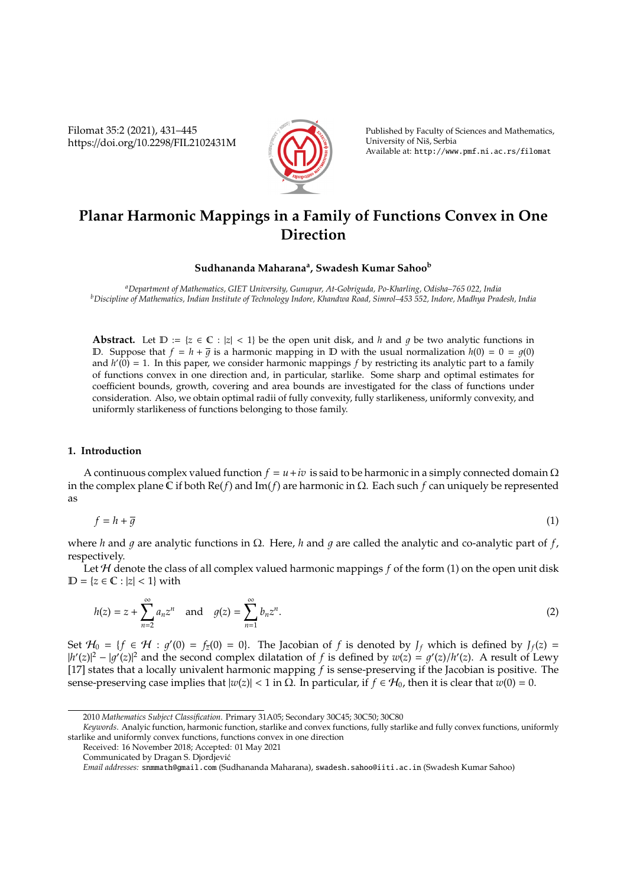# Planar Harmonic Mappings in a Family of Functions Convex in One Direction

**Sudhananda Maharana[a], Swadesh Kumar Sahoo[b]**

[a]*Department of Mathematics, GIET University, Gunupur, At-Gobriguda, Po-Kharling, Odisha–765 022, India*
[b]*Discipline of Mathematics, Indian Institute of Technology Indore, Khandwa Road, Simrol–453 552, Indore, Madhya Pradesh, India*

**Abstract.** Let $\mathbb{D} := \{z \in \mathbb{C} : |z| < 1\}$ be the open unit disk, and $h$ and $g$ be two analytic functions in $\mathbb{D}$. Suppose that $f = h + \overline{g}$ is a harmonic mapping in $\mathbb{D}$ with the usual normalization $h(0) = 0 = g(0)$ and $h'(0) = 1$. In this paper, we consider harmonic mappings $f$ by restricting its analytic part to a family of functions convex in one direction and, in particular, starlike. Some sharp and optimal estimates for coefficient bounds, growth, covering and area bounds are investigated for the class of functions under consideration. Also, we obtain optimal radii of fully convexity, fully starlikeness, uniformly convexity, and uniformly starlikeness of functions belonging to those family.

## 1. Introduction

A continuous complex valued function $f = u + iv$ is said to be harmonic in a simply connected domain $\Omega$ in the complex plane $\mathbb{C}$ if both $\mathrm{Re}(f)$ and $\mathrm{Im}(f)$ are harmonic in $\Omega$. Each such $f$ can uniquely be represented as

$$f = h + \overline{g} \tag{1}$$

where $h$ and $g$ are analytic functions in $\Omega$. Here, $h$ and $g$ are called the analytic and co-analytic part of $f$, respectively.

Let $\mathcal{H}$ denote the class of all complex valued harmonic mappings $f$ of the form (1) on the open unit disk $\mathbb{D} = \{z \in \mathbb{C} : |z| < 1\}$ with

$$h(z) = z + \sum_{n=2}^{\infty} a_n z^n \quad \text{and} \quad g(z) = \sum_{n=1}^{\infty} b_n z^n. \tag{2}$$

Set $\mathcal{H}_0 = \{f \in \mathcal{H} : g'(0) = f_{\overline{z}}(0) = 0\}$. The Jacobian of $f$ is denoted by $J_f$ which is defined by $J_f(z) = |h'(z)|^2 - |g'(z)|^2$ and the second complex dilatation of $f$ is defined by $w(z) = g'(z)/h'(z)$. A result of Lewy [17] states that a locally univalent harmonic mapping $f$ is sense-preserving if the Jacobian is positive. The sense-preserving case implies that $|w(z)| < 1$ in $\Omega$. In particular, if $f \in \mathcal{H}_0$, then it is clear that $w(0) = 0$.

2010 *Mathematics Subject Classification*. Primary 31A05; Secondary 30C45; 30C50; 30C80

*Keywords*. Analytic function, harmonic function, starlike and convex functions, fully starlike and fully convex functions, uniformly starlike and uniformly convex functions, functions convex in one direction

Received: 16 November 2018; Accepted: 01 May 2021

Communicated by Dragan S. Djordjević

*Email addresses:* snmmath@gmail.com (Sudhananda Maharana), swadesh.sahoo@iiti.ac.in (Swadesh Kumar Sahoo)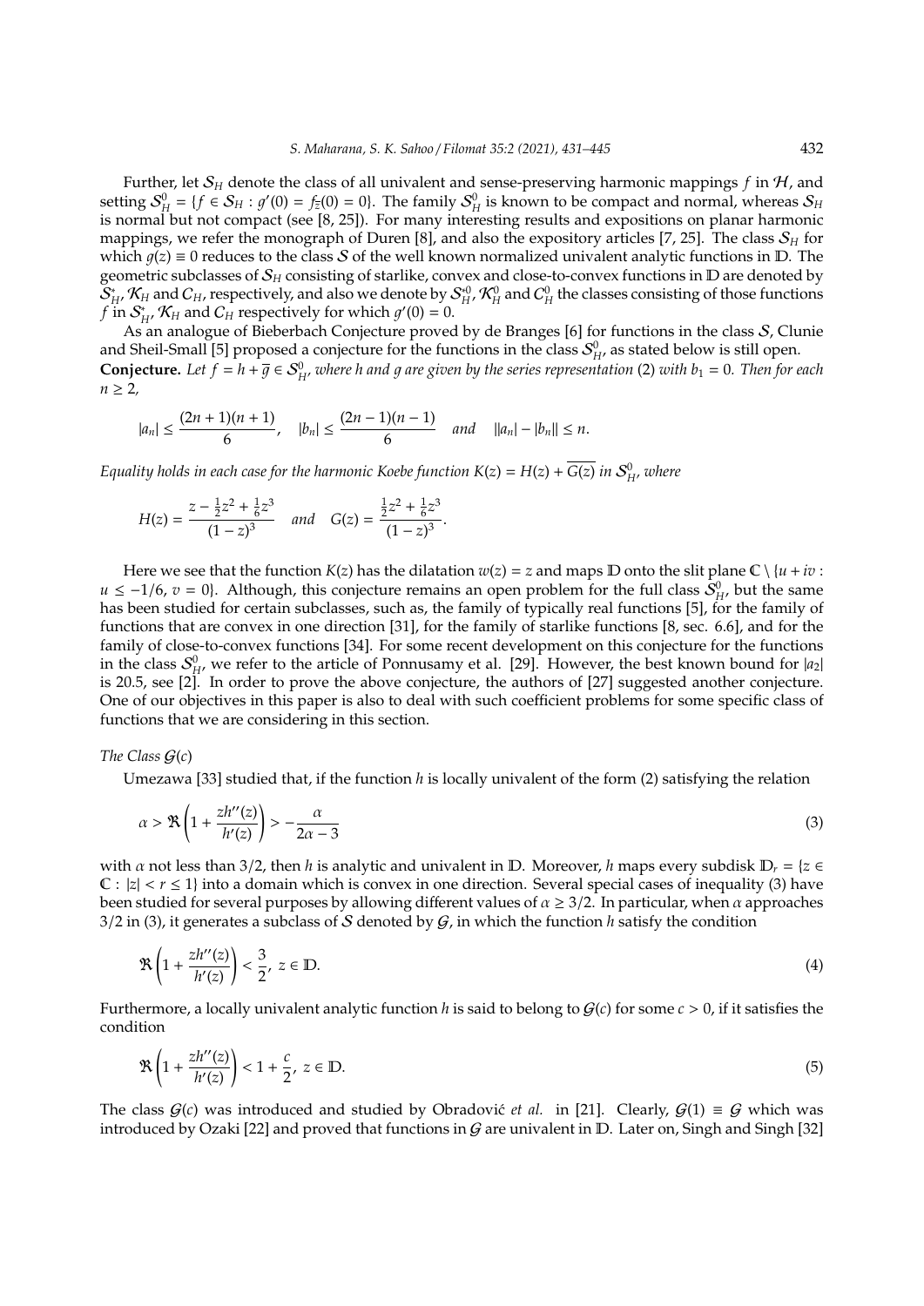Further, let $\mathcal{S}_H$ denote the class of all univalent and sense-preserving harmonic mappings $f$ in $\mathcal{H}$, and setting $\mathcal{S}_H^0 = \{f \in \mathcal{S}_H : g'(0) = f_{\overline{z}}(0) = 0\}$. The family $\mathcal{S}_H^0$ is known to be compact and normal, whereas $\mathcal{S}_H$ is normal but not compact (see [8, 25]). For many interesting results and expositions on planar harmonic mappings, we refer the monograph of Duren [8], and also the expository articles [7, 25]. The class $\mathcal{S}_H$ for which $g(z) \equiv 0$ reduces to the class $\mathcal{S}$ of the well known normalized univalent analytic functions in $\mathbb{D}$. The geometric subclasses of $\mathcal{S}_H$ consisting of starlike, convex and close-to-convex functions in $\mathbb{D}$ are denoted by $\mathcal{S}_H^*$, $\mathcal{K}_H$ and $\mathcal{C}_H$, respectively, and also we denote by $\mathcal{S}_H^{*0}$, $\mathcal{K}_H^0$ and $\mathcal{C}_H^0$ the classes consisting of those functions $f$ in $\mathcal{S}_H^*$, $\mathcal{K}_H$ and $\mathcal{C}_H$ respectively for which $g'(0) = 0$.

As an analogue of Bieberbach Conjecture proved by de Branges [6] for functions in the class $\mathcal{S}$, Clunie and Sheil-Small [5] proposed a conjecture for the functions in the class $\mathcal{S}_H^0$, as stated below is still open.

**Conjecture.** *Let $f = h + \overline{g} \in \mathcal{S}_H^0$, where $h$ and $g$ are given by the series representation (2) with $b_1 = 0$. Then for each $n \geq 2$,*

$$|a_n| \leq \frac{(2n+1)(n+1)}{6}, \quad |b_n| \leq \frac{(2n-1)(n-1)}{6} \quad \text{and} \quad ||a_n| - |b_n|| \leq n.$$

*Equality holds in each case for the harmonic Koebe function $K(z) = H(z) + \overline{G(z)}$ in $\mathcal{S}_H^0$, where*

$$H(z) = \frac{z - \frac{1}{2}z^2 + \frac{1}{6}z^3}{(1-z)^3} \quad \text{and} \quad G(z) = \frac{\frac{1}{2}z^2 + \frac{1}{6}z^3}{(1-z)^3}.$$

Here we see that the function $K(z)$ has the dilatation $w(z) = z$ and maps $\mathbb{D}$ onto the slit plane $\mathbb{C} \setminus \{u + iv : u \leq -1/6,\ v = 0\}$. Although, this conjecture remains an open problem for the full class $\mathcal{S}_H^0$, but the same has been studied for certain subclasses, such as, the family of typically real functions [5], for the family of functions that are convex in one direction [31], for the family of starlike functions [8, sec. 6.6], and for the family of close-to-convex functions [34]. For some recent development on this conjecture for the functions in the class $\mathcal{S}_H^0$, we refer to the article of Ponnusamy et al. [29]. However, the best known bound for $|a_2|$ is 20.5, see [2]. In order to prove the above conjecture, the authors of [27] suggested another conjecture. One of our objectives in this paper is also to deal with such coefficient problems for some specific class of functions that we are considering in this section.

*The Class $\mathcal{G}(c)$*

Umezawa [33] studied that, if the function $h$ is locally univalent of the form (2) satisfying the relation

$$\alpha > \Re\left(1 + \frac{zh''(z)}{h'(z)}\right) > -\frac{\alpha}{2\alpha - 3} \tag{3}$$

with $\alpha$ not less than $3/2$, then $h$ is analytic and univalent in $\mathbb{D}$. Moreover, $h$ maps every subdisk $\mathbb{D}_r = \{z \in \mathbb{C} : |z| < r \leq 1\}$ into a domain which is convex in one direction. Several special cases of inequality (3) have been studied for several purposes by allowing different values of $\alpha \geq 3/2$. In particular, when $\alpha$ approaches $3/2$ in (3), it generates a subclass of $\mathcal{S}$ denoted by $\mathcal{G}$, in which the function $h$ satisfy the condition

$$\Re\left(1 + \frac{zh''(z)}{h'(z)}\right) < \frac{3}{2},\ z \in \mathbb{D}. \tag{4}$$

Furthermore, a locally univalent analytic function $h$ is said to belong to $\mathcal{G}(c)$ for some $c > 0$, if it satisfies the condition

$$\Re\left(1 + \frac{zh''(z)}{h'(z)}\right) < 1 + \frac{c}{2},\ z \in \mathbb{D}. \tag{5}$$

The class $\mathcal{G}(c)$ was introduced and studied by Obradović *et al.* in [21]. Clearly, $\mathcal{G}(1) \equiv \mathcal{G}$ which was introduced by Ozaki [22] and proved that functions in $\mathcal{G}$ are univalent in $\mathbb{D}$. Later on, Singh and Singh [32]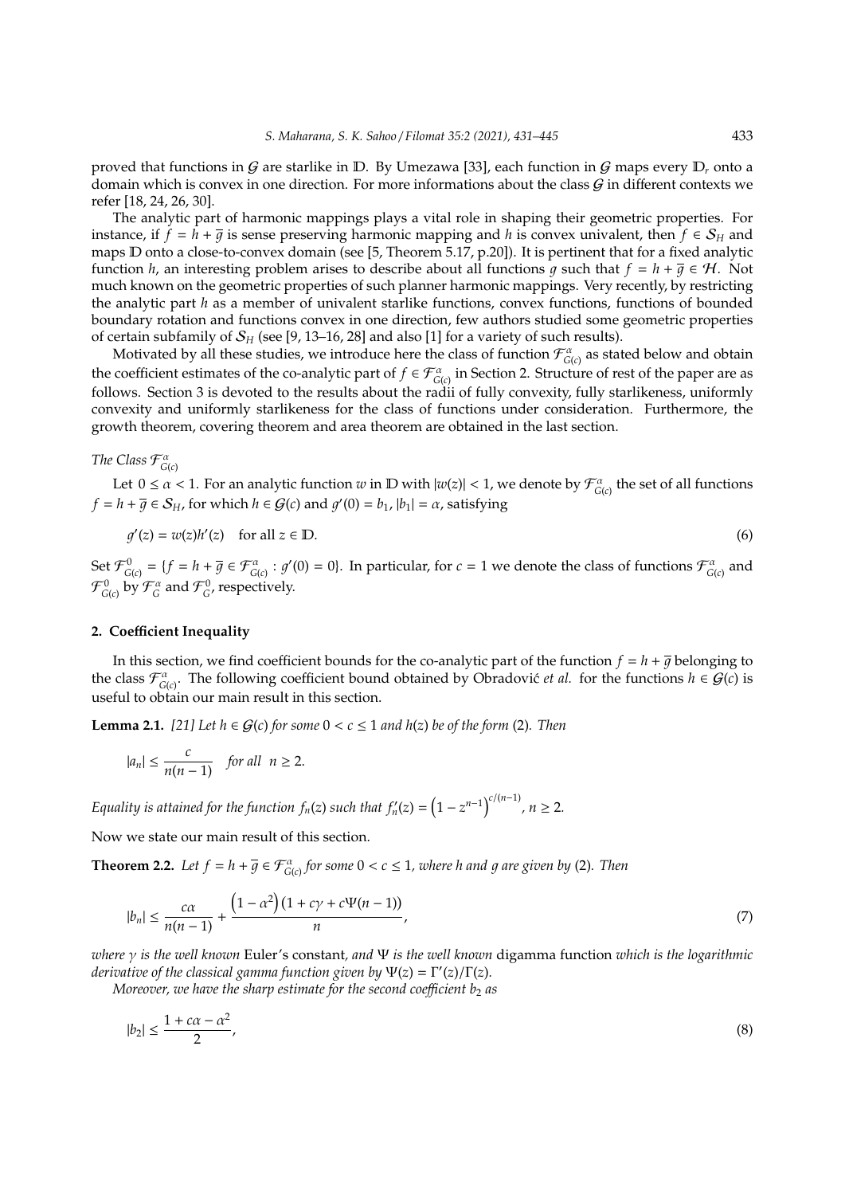proved that functions in $\mathcal{G}$ are starlike in $\mathbb{D}$. By Umezawa [33], each function in $\mathcal{G}$ maps every $\mathbb{D}_r$ onto a domain which is convex in one direction. For more informations about the class $\mathcal{G}$ in different contexts we refer [18, 24, 26, 30].

The analytic part of harmonic mappings plays a vital role in shaping their geometric properties. For instance, if $f = h + \overline{g}$ is sense preserving harmonic mapping and $h$ is convex univalent, then $f \in \mathcal{S}_H$ and maps $\mathbb{D}$ onto a close-to-convex domain (see [5, Theorem 5.17, p.20]). It is pertinent that for a fixed analytic function $h$, an interesting problem arises to describe about all functions $g$ such that $f = h + \overline{g} \in \mathcal{H}$. Not much known on the geometric properties of such planner harmonic mappings. Very recently, by restricting the analytic part $h$ as a member of univalent starlike functions, convex functions, functions of bounded boundary rotation and functions convex in one direction, few authors studied some geometric properties of certain subfamily of $\mathcal{S}_H$ (see [9, 13–16, 28] and also [1] for a variety of such results).

Motivated by all these studies, we introduce here the class of function $\mathcal{F}^{\alpha}_{\mathcal{G}(c)}$ as stated below and obtain the coefficient estimates of the co-analytic part of $f \in \mathcal{F}^{\alpha}_{\mathcal{G}(c)}$ in Section 2. Structure of rest of the paper are as follows. Section 3 is devoted to the results about the radii of fully convexity, fully starlikeness, uniformly convexity and uniformly starlikeness for the class of functions under consideration. Furthermore, the growth theorem, covering theorem and area theorem are obtained in the last section.

*The Class* $\mathcal{F}^{\alpha}_{\mathcal{G}(c)}$

Let $0 \le \alpha < 1$. For an analytic function $w$ in $\mathbb{D}$ with $|w(z)| < 1$, we denote by $\mathcal{F}^{\alpha}_{\mathcal{G}(c)}$ the set of all functions $f = h + \overline{g} \in \mathcal{S}_H$, for which $h \in \mathcal{G}(c)$ and $g'(0) = b_1$, $|b_1| = \alpha$, satisfying

$$g'(z) = w(z)h'(z) \quad \text{for all } z \in \mathbb{D}. \tag{6}$$

Set $\mathcal{F}^{0}_{\mathcal{G}(c)} = \{f = h + \overline{g} \in \mathcal{F}^{\alpha}_{\mathcal{G}(c)} : g'(0) = 0\}$. In particular, for $c = 1$ we denote the class of functions $\mathcal{F}^{\alpha}_{\mathcal{G}(c)}$ and $\mathcal{F}^{0}_{\mathcal{G}(c)}$ by $\mathcal{F}^{\alpha}_{\mathcal{G}}$ and $\mathcal{F}^{0}_{\mathcal{G}}$, respectively.

## 2. Coefficient Inequality

In this section, we find coefficient bounds for the co-analytic part of the function $f = h + \overline{g}$ belonging to the class $\mathcal{F}^{\alpha}_{\mathcal{G}(c)}$. The following coefficient bound obtained by Obradović *et al.* for the functions $h \in \mathcal{G}(c)$ is useful to obtain our main result in this section.

**Lemma 2.1.** *[21] Let $h \in \mathcal{G}(c)$ for some $0 < c \le 1$ and $h(z)$ be of the form* (2)*. Then*

$$|a_n| \le \frac{c}{n(n-1)} \quad \text{for all } \; n \ge 2.$$

*Equality is attained for the function $f_n(z)$ such that $f_n'(z) = \left(1 - z^{n-1}\right)^{c/(n-1)}$, $n \ge 2$.*

Now we state our main result of this section.

**Theorem 2.2.** *Let $f = h + \overline{g} \in \mathcal{F}^{\alpha}_{\mathcal{G}(c)}$ for some $0 < c \le 1$, where $h$ and $g$ are given by* (2)*. Then*

$$|b_n| \le \frac{c\alpha}{n(n-1)} + \frac{\left(1 - \alpha^2\right)\left(1 + c\gamma + c\Psi(n-1)\right)}{n}, \tag{7}$$

*where $\gamma$ is the well known* Euler's constant*, and $\Psi$ is the well known* digamma function *which is the logarithmic derivative of the classical gamma function given by $\Psi(z) = \Gamma'(z)/\Gamma(z)$.*

*Moreover, we have the sharp estimate for the second coefficient $b_2$ as*

$$|b_2| \le \frac{1 + c\alpha - \alpha^2}{2}, \tag{8}$$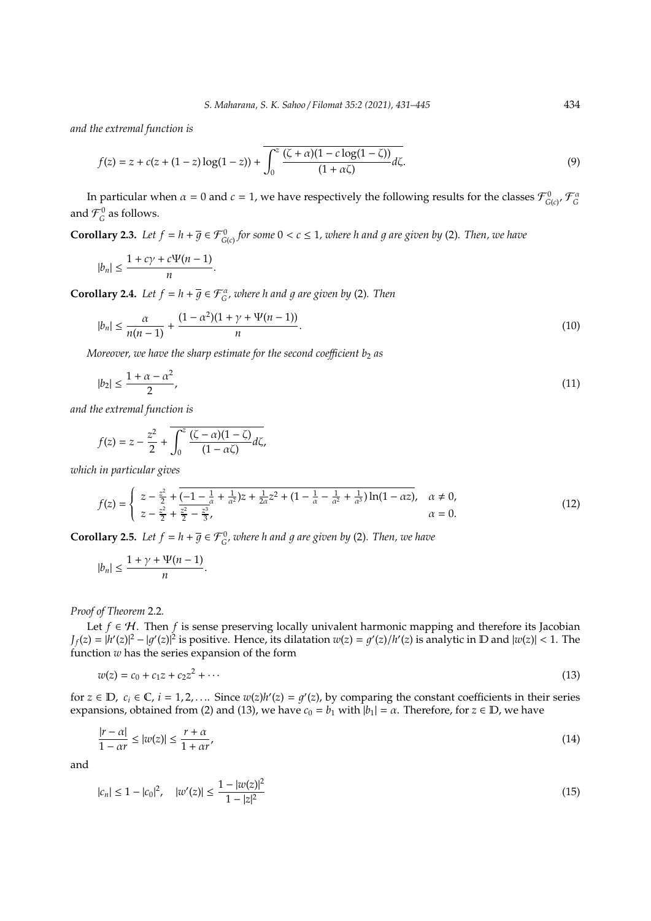*and the extremal function is*

$$f(z) = z + c(z + (1-z)\log(1-z)) + \overline{\int_0^z \frac{(\zeta + \alpha)(1 - c\log(1-\zeta))}{(1+\alpha\zeta)} d\zeta}. \tag{9}$$

In particular when $\alpha = 0$ and $c = 1$, we have respectively the following results for the classes $\mathcal{F}^0_{G(c)}$, $\mathcal{F}^\alpha_G$ and $\mathcal{F}^0_G$ as follows.

**Corollary 2.3.** *Let $f = h + \overline{g} \in \mathcal{F}^0_{G(c)}$ for some $0 < c \leq 1$, where $h$ and $g$ are given by (2). Then, we have*

$$|b_n| \leq \frac{1 + c\gamma + c\Psi(n-1)}{n}.$$

**Corollary 2.4.** *Let $f = h + \overline{g} \in \mathcal{F}^\alpha_G$, where $h$ and $g$ are given by (2). Then*

$$|b_n| \leq \frac{\alpha}{n(n-1)} + \frac{(1-\alpha^2)(1 + \gamma + \Psi(n-1))}{n}. \tag{10}$$

*Moreover, we have the sharp estimate for the second coefficient $b_2$ as*

$$|b_2| \leq \frac{1 + \alpha - \alpha^2}{2}, \tag{11}$$

*and the extremal function is*

$$f(z) = z - \frac{z^2}{2} + \overline{\int_0^z \frac{(\zeta - \alpha)(1-\zeta)}{(1-\alpha\zeta)} d\zeta},$$

*which in particular gives*

$$f(z) = \begin{cases} z - \frac{z^2}{2} + \overline{(-1 - \frac{1}{\alpha} + \frac{1}{\alpha^2})z + \frac{1}{2\alpha}z^2 + (1 - \frac{1}{\alpha} - \frac{1}{\alpha^2} + \frac{1}{\alpha^3})\ln(1-\alpha z)}, & \alpha \neq 0, \\ z - \frac{z^2}{2} + \overline{\frac{z^2}{2} - \frac{z^3}{3}}, & \alpha = 0. \end{cases} \tag{12}$$

**Corollary 2.5.** *Let $f = h + \overline{g} \in \mathcal{F}^0_G$, where $h$ and $g$ are given by (2). Then, we have*

$$|b_n| \leq \frac{1 + \gamma + \Psi(n-1)}{n}.$$

*Proof of Theorem 2.2.*

Let $f \in \mathcal{H}$. Then $f$ is sense preserving locally univalent harmonic mapping and therefore its Jacobian $J_f(z) = |h'(z)|^2 - |g'(z)|^2$ is positive. Hence, its dilatation $w(z) = g'(z)/h'(z)$ is analytic in $\mathbb{D}$ and $|w(z)| < 1$. The function $w$ has the series expansion of the form

$$w(z) = c_0 + c_1 z + c_2 z^2 + \cdots \tag{13}$$

for $z \in \mathbb{D}$, $c_i \in \mathbb{C}$, $i = 1, 2, \ldots$. Since $w(z)h'(z) = g'(z)$, by comparing the constant coefficients in their series expansions, obtained from (2) and (13), we have $c_0 = b_1$ with $|b_1| = \alpha$. Therefore, for $z \in \mathbb{D}$, we have

$$\frac{|r - \alpha|}{1 - \alpha r} \leq |w(z)| \leq \frac{r + \alpha}{1 + \alpha r}, \tag{14}$$

and

$$|c_n| \leq 1 - |c_0|^2, \quad |w'(z)| \leq \frac{1 - |w(z)|^2}{1 - |z|^2} \tag{15}$$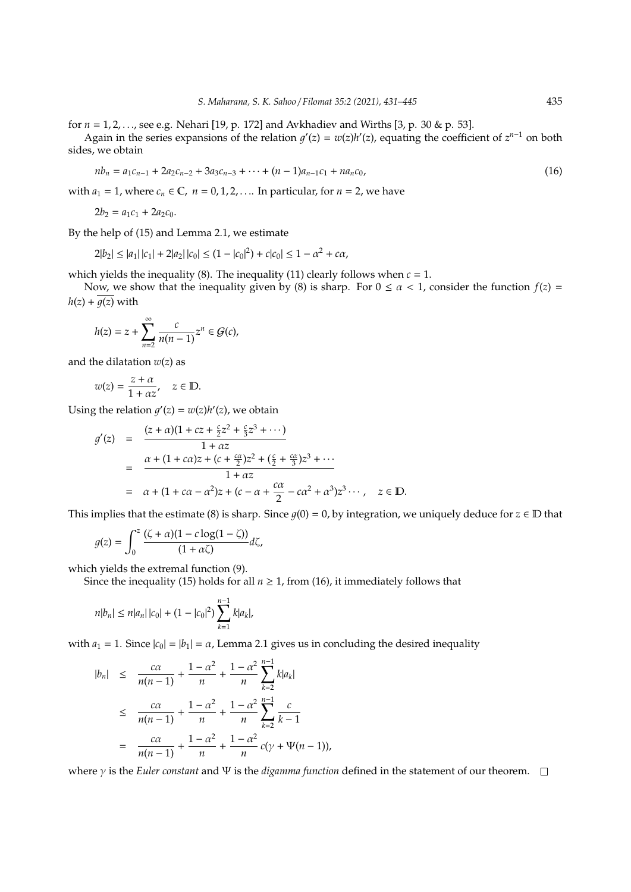for $n = 1, 2, \ldots$, see e.g. Nehari [19, p. 172] and Avkhadiev and Wirths [3, p. 30 & p. 53].

Again in the series expansions of the relation $g'(z) = w(z)h'(z)$, equating the coefficient of $z^{n-1}$ on both sides, we obtain

$$nb_n = a_1c_{n-1} + 2a_2c_{n-2} + 3a_3c_{n-3} + \cdots + (n-1)a_{n-1}c_1 + na_nc_0, \tag{16}$$

with $a_1 = 1$, where $c_n \in \mathbb{C}$, $n = 0, 1, 2, \ldots$. In particular, for $n = 2$, we have

$$2b_2 = a_1c_1 + 2a_2c_0.$$

By the help of (15) and Lemma 2.1, we estimate

$$2|b_2| \leq |a_1|\,|c_1| + 2|a_2|\,|c_0| \leq (1 - |c_0|^2) + c|c_0| \leq 1 - \alpha^2 + c\alpha,$$

which yields the inequality (8). The inequality (11) clearly follows when $c = 1$.

Now, we show that the inequality given by (8) is sharp. For $0 \leq \alpha < 1$, consider the function $f(z) = h(z) + \overline{g(z)}$ with

$$h(z) = z + \sum_{n=2}^{\infty} \frac{c}{n(n-1)} z^n \in \mathcal{G}(c),$$

and the dilatation $w(z)$ as

$$w(z) = \frac{z + \alpha}{1 + \alpha z}, \quad z \in \mathbb{D}.$$

Using the relation $g'(z) = w(z)h'(z)$, we obtain

$$\begin{aligned}
g'(z) &= \frac{(z + \alpha)(1 + cz + \frac{c}{2}z^2 + \frac{c}{3}z^3 + \cdots)}{1 + \alpha z} \\
&= \frac{\alpha + (1 + c\alpha)z + (c + \frac{c\alpha}{2})z^2 + (\frac{c}{2} + \frac{c\alpha}{3})z^3 + \cdots}{1 + \alpha z} \\
&= \alpha + (1 + c\alpha - \alpha^2)z + (c - \alpha + \frac{c\alpha}{2} - c\alpha^2 + \alpha^3)z^3 \cdots, \quad z \in \mathbb{D}.
\end{aligned}$$

This implies that the estimate (8) is sharp. Since $g(0) = 0$, by integration, we uniquely deduce for $z \in \mathbb{D}$ that

$$g(z) = \int_0^z \frac{(\zeta + \alpha)(1 - c\log(1 - \zeta))}{(1 + \alpha\zeta)} d\zeta,$$

which yields the extremal function (9).

Since the inequality (15) holds for all $n \geq 1$, from (16), it immediately follows that

$$n|b_n| \leq n|a_n|\,|c_0| + (1 - |c_0|^2) \sum_{k=1}^{n-1} k|a_k|,$$

with $a_1 = 1$. Since $|c_0| = |b_1| = \alpha$, Lemma 2.1 gives us in concluding the desired inequality

$$\begin{aligned}
|b_n| &\leq \frac{c\alpha}{n(n-1)} + \frac{1 - \alpha^2}{n} + \frac{1 - \alpha^2}{n} \sum_{k=2}^{n-1} k|a_k| \\
&\leq \frac{c\alpha}{n(n-1)} + \frac{1 - \alpha^2}{n} + \frac{1 - \alpha^2}{n} \sum_{k=2}^{n-1} \frac{c}{k-1} \\
&= \frac{c\alpha}{n(n-1)} + \frac{1 - \alpha^2}{n} + \frac{1 - \alpha^2}{n} c(\gamma + \Psi(n-1)),
\end{aligned}$$

where $\gamma$ is the *Euler constant* and $\Psi$ is the *digamma function* defined in the statement of our theorem. □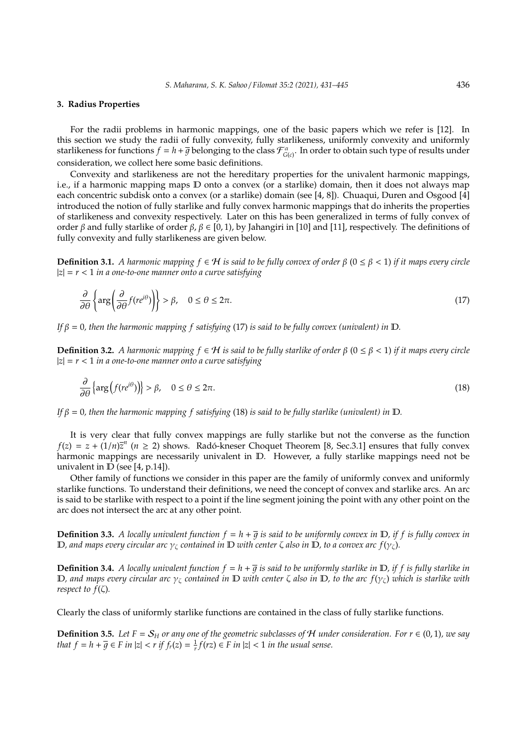## 3. Radius Properties

For the radii problems in harmonic mappings, one of the basic papers which we refer is [12]. In this section we study the radii of fully convexity, fully starlikeness, uniformly convexity and uniformly starlikeness for functions $f = h + \overline{g}$ belonging to the class $\mathcal{F}^{\alpha}_{G(c)}$. In order to obtain such type of results under consideration, we collect here some basic definitions.

Convexity and starlikeness are not the hereditary properties for the univalent harmonic mappings, i.e., if a harmonic mapping maps $\mathbb{D}$ onto a convex (or a starlike) domain, then it does not always map each concentric subdisk onto a convex (or a starlike) domain (see [4, 8]). Chuaqui, Duren and Osgood [4] introduced the notion of fully starlike and fully convex harmonic mappings that do inherits the properties of starlikeness and convexity respectively. Later on this has been generalized in terms of fully convex of order $\beta$ and fully starlike of order $\beta$, $\beta \in [0,1)$, by Jahangiri in [10] and [11], respectively. The definitions of fully convexity and fully starlikeness are given below.

**Definition 3.1.** *A harmonic mapping $f \in \mathcal{H}$ is said to be fully convex of order $\beta$ $(0 \leq \beta < 1)$ if it maps every circle $|z| = r < 1$ in a one-to-one manner onto a curve satisfying*

$$\frac{\partial}{\partial \theta}\left\{\arg\left(\frac{\partial}{\partial \theta} f(re^{i\theta})\right)\right\} > \beta, \quad 0 \leq \theta \leq 2\pi. \tag{17}$$

*If $\beta = 0$, then the harmonic mapping $f$ satisfying* (17) *is said to be fully convex (univalent) in $\mathbb{D}$.*

**Definition 3.2.** *A harmonic mapping $f \in \mathcal{H}$ is said to be fully starlike of order $\beta$ $(0 \leq \beta < 1)$ if it maps every circle $|z| = r < 1$ in a one-to-one manner onto a curve satisfying*

$$\frac{\partial}{\partial \theta}\left\{\arg\left(f(re^{i\theta})\right)\right\} > \beta, \quad 0 \leq \theta \leq 2\pi. \tag{18}$$

*If $\beta = 0$, then the harmonic mapping $f$ satisfying* (18) *is said to be fully starlike (univalent) in $\mathbb{D}$.*

It is very clear that fully convex mappings are fully starlike but not the converse as the function $f(z) = z + (1/n)\overline{z}^n$ $(n \geq 2)$ shows. Radó-kneser Choquet Theorem [8, Sec.3.1] ensures that fully convex harmonic mappings are necessarily univalent in $\mathbb{D}$. However, a fully starlike mappings need not be univalent in $\mathbb{D}$ (see [4, p.14]).

Other family of functions we consider in this paper are the family of uniformly convex and uniformly starlike functions. To understand their definitions, we need the concept of convex and starlike arcs. An arc is said to be starlike with respect to a point if the line segment joining the point with any other point on the arc does not intersect the arc at any other point.

**Definition 3.3.** *A locally univalent function $f = h + \overline{g}$ is said to be uniformly convex in $\mathbb{D}$, if $f$ is fully convex in $\mathbb{D}$, and maps every circular arc $\gamma_\zeta$ contained in $\mathbb{D}$ with center $\zeta$ also in $\mathbb{D}$, to a convex arc $f(\gamma_\zeta)$.*

**Definition 3.4.** *A locally univalent function $f = h + \overline{g}$ is said to be uniformly starlike in $\mathbb{D}$, if $f$ is fully starlike in $\mathbb{D}$, and maps every circular arc $\gamma_\zeta$ contained in $\mathbb{D}$ with center $\zeta$ also in $\mathbb{D}$, to the arc $f(\gamma_\zeta)$ which is starlike with respect to $f(\zeta)$.*

Clearly the class of uniformly starlike functions are contained in the class of fully starlike functions.

**Definition 3.5.** *Let $F = \mathcal{S}_H$ or any one of the geometric subclasses of $\mathcal{H}$ under consideration. For $r \in (0,1)$, we say that $f = h + \overline{g} \in F$ in $|z| < r$ if $f_r(z) = \frac{1}{r} f(rz) \in F$ in $|z| < 1$ in the usual sense.*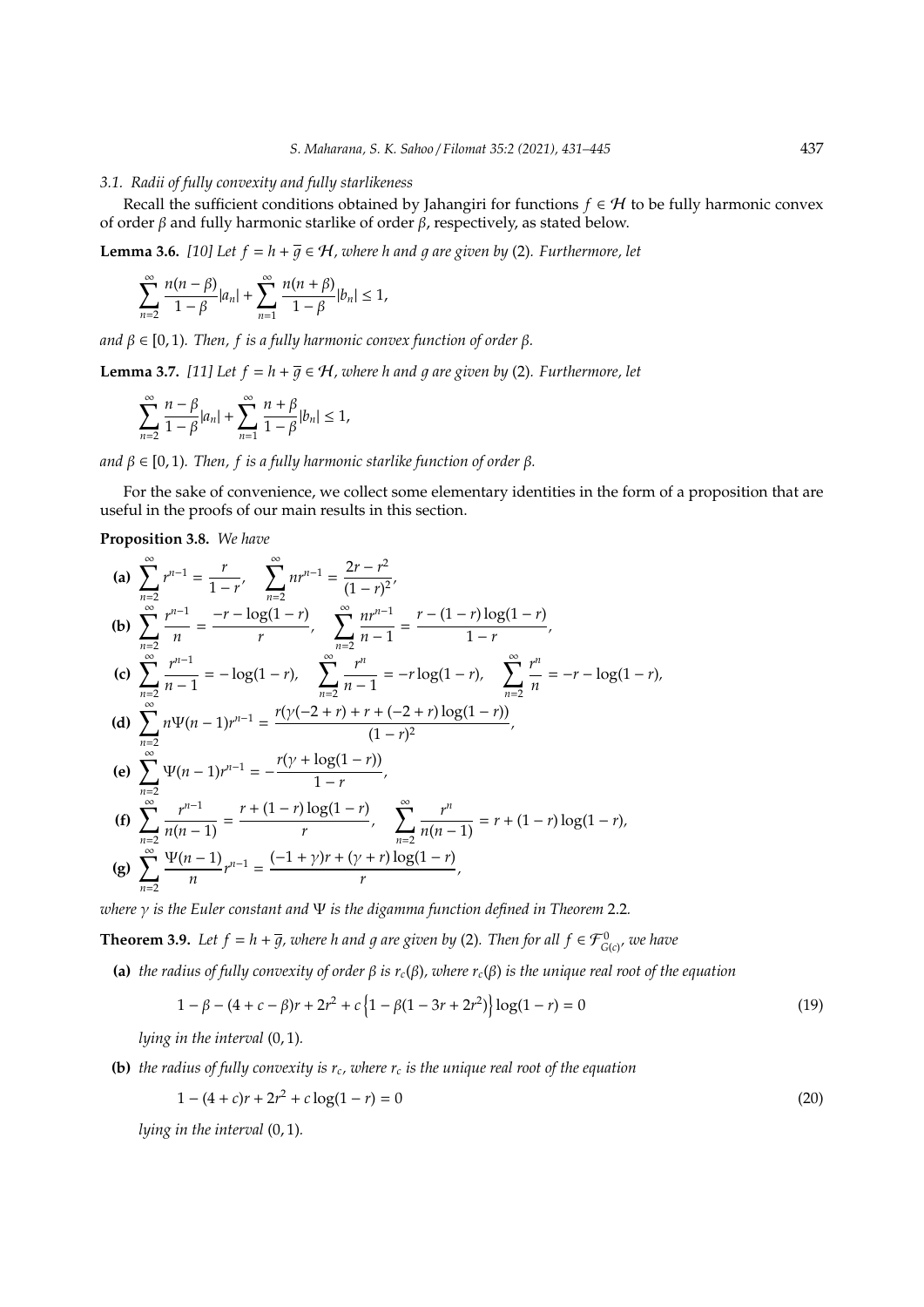### 3.1. Radii of fully convexity and fully starlikeness

Recall the sufficient conditions obtained by Jahangiri for functions $f \in \mathcal{H}$ to be fully harmonic convex of order $\beta$ and fully harmonic starlike of order $\beta$, respectively, as stated below.

**Lemma 3.6.** *[10] Let $f = h + \overline{g} \in \mathcal{H}$, where $h$ and $g$ are given by* (2)*. Furthermore, let*

$$\sum_{n=2}^{\infty} \frac{n(n-\beta)}{1-\beta}|a_n| + \sum_{n=1}^{\infty} \frac{n(n+\beta)}{1-\beta}|b_n| \leq 1,$$

*and $\beta \in [0, 1)$. Then, $f$ is a fully harmonic convex function of order $\beta$.*

**Lemma 3.7.** *[11] Let $f = h + \overline{g} \in \mathcal{H}$, where $h$ and $g$ are given by* (2)*. Furthermore, let*

$$\sum_{n=2}^{\infty} \frac{n-\beta}{1-\beta}|a_n| + \sum_{n=1}^{\infty} \frac{n+\beta}{1-\beta}|b_n| \leq 1,$$

*and $\beta \in [0, 1)$. Then, $f$ is a fully harmonic starlike function of order $\beta$.*

For the sake of convenience, we collect some elementary identities in the form of a proposition that are useful in the proofs of our main results in this section.

**Proposition 3.8.** *We have*

**(a)** $\displaystyle\sum_{n=2}^{\infty} r^{n-1} = \frac{r}{1-r}, \quad \sum_{n=2}^{\infty} n r^{n-1} = \frac{2r - r^2}{(1-r)^2},$

**(b)** $\displaystyle\sum_{n=2}^{\infty} \frac{r^{n-1}}{n} = \frac{-r - \log(1-r)}{r}, \quad \sum_{n=2}^{\infty} \frac{n r^{n-1}}{n-1} = \frac{r - (1-r)\log(1-r)}{1-r},$

**(c)** $\displaystyle\sum_{n=2}^{\infty} \frac{r^{n-1}}{n-1} = -\log(1-r), \quad \sum_{n=2}^{\infty} \frac{r^{n}}{n-1} = -r\log(1-r), \quad \sum_{n=2}^{\infty} \frac{r^{n}}{n} = -r - \log(1-r),$

**(d)** $\displaystyle\sum_{n=2}^{\infty} n\Psi(n-1) r^{n-1} = \frac{r(\gamma(-2+r) + r + (-2+r)\log(1-r))}{(1-r)^2},$

**(e)** $\displaystyle\sum_{n=2}^{\infty} \Psi(n-1) r^{n-1} = -\frac{r(\gamma + \log(1-r))}{1-r},$

**(f)** $\displaystyle\sum_{n=2}^{\infty} \frac{r^{n-1}}{n(n-1)} = \frac{r + (1-r)\log(1-r)}{r}, \quad \sum_{n=2}^{\infty} \frac{r^{n}}{n(n-1)} = r + (1-r)\log(1-r),$

**(g)** $\displaystyle\sum_{n=2}^{\infty} \frac{\Psi(n-1)}{n} r^{n-1} = \frac{(-1+\gamma)r + (\gamma + r)\log(1-r)}{r},$

*where $\gamma$ is the Euler constant and $\Psi$ is the digamma function defined in Theorem* 2.2*.*

**Theorem 3.9.** *Let $f = h + \overline{g}$, where $h$ and $g$ are given by* (2)*. Then for all $f \in \mathcal{F}^0_{G(c)}$, we have*

**(a)** *the radius of fully convexity of order $\beta$ is $r_c(\beta)$, where $r_c(\beta)$ is the unique real root of the equation*

$$1 - \beta - (4 + c - \beta)r + 2r^2 + c\left\{1 - \beta(1 - 3r + 2r^2)\right\}\log(1-r) = 0 \tag{19}$$

*lying in the interval $(0, 1)$.*

**(b)** *the radius of fully convexity is $r_c$, where $r_c$ is the unique real root of the equation*

$$1 - (4 + c)r + 2r^2 + c\log(1-r) = 0 \tag{20}$$

*lying in the interval $(0, 1)$.*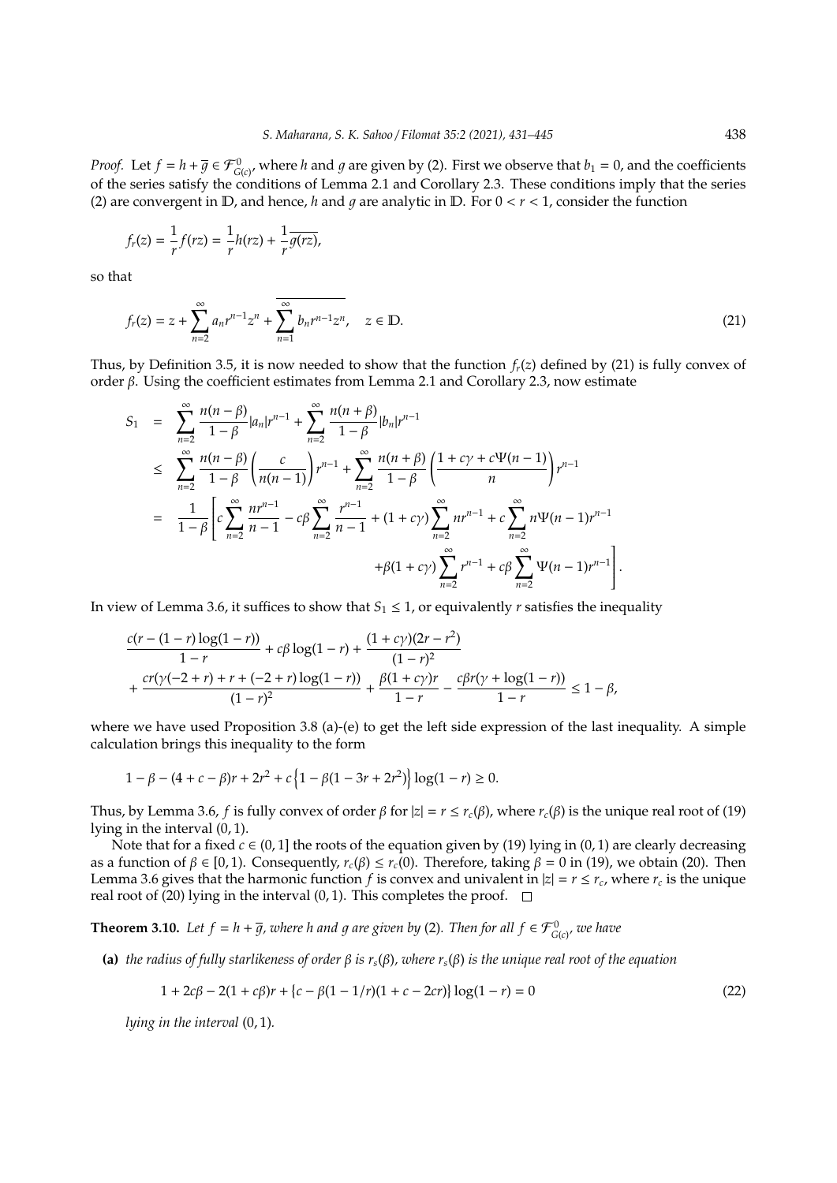*Proof.* Let $f = h + \overline{g} \in \mathcal{F}^0_{G(c)}$, where $h$ and $g$ are given by (2). First we observe that $b_1 = 0$, and the coefficients of the series satisfy the conditions of Lemma 2.1 and Corollary 2.3. These conditions imply that the series (2) are convergent in $\mathbb{D}$, and hence, $h$ and $g$ are analytic in $\mathbb{D}$. For $0 < r < 1$, consider the function

$$f_r(z) = \frac{1}{r}f(rz) = \frac{1}{r}h(rz) + \frac{1}{r}\overline{g(rz)},$$

so that

$$f_r(z) = z + \sum_{n=2}^{\infty} a_n r^{n-1} z^n + \overline{\sum_{n=1}^{\infty} b_n r^{n-1} z^n}, \quad z \in \mathbb{D}. \tag{21}$$

Thus, by Definition 3.5, it is now needed to show that the function $f_r(z)$ defined by (21) is fully convex of order $\beta$. Using the coefficient estimates from Lemma 2.1 and Corollary 2.3, now estimate

$$\begin{aligned}
S_1 &= \sum_{n=2}^{\infty} \frac{n(n-\beta)}{1-\beta}|a_n|r^{n-1} + \sum_{n=2}^{\infty} \frac{n(n+\beta)}{1-\beta}|b_n|r^{n-1} \\
&\leq \sum_{n=2}^{\infty} \frac{n(n-\beta)}{1-\beta}\left(\frac{c}{n(n-1)}\right)r^{n-1} + \sum_{n=2}^{\infty} \frac{n(n+\beta)}{1-\beta}\left(\frac{1+c\gamma+c\Psi(n-1)}{n}\right)r^{n-1} \\
&= \frac{1}{1-\beta}\Bigg[c\sum_{n=2}^{\infty} \frac{nr^{n-1}}{n-1} - c\beta\sum_{n=2}^{\infty} \frac{r^{n-1}}{n-1} + (1+c\gamma)\sum_{n=2}^{\infty} nr^{n-1} + c\sum_{n=2}^{\infty} n\Psi(n-1)r^{n-1} \\
&\qquad\qquad + \beta(1+c\gamma)\sum_{n=2}^{\infty} r^{n-1} + c\beta\sum_{n=2}^{\infty} \Psi(n-1)r^{n-1}\Bigg].
\end{aligned}$$

In view of Lemma 3.6, it suffices to show that $S_1 \leq 1$, or equivalently $r$ satisfies the inequality

$$\begin{aligned}
&\frac{c(r-(1-r)\log(1-r))}{1-r} + c\beta\log(1-r) + \frac{(1+c\gamma)(2r-r^2)}{(1-r)^2} \\
&+ \frac{cr(\gamma(-2+r)+r+(-2+r)\log(1-r))}{(1-r)^2} + \frac{\beta(1+c\gamma)r}{1-r} - \frac{c\beta r(\gamma+\log(1-r))}{1-r} \leq 1-\beta,
\end{aligned}$$

where we have used Proposition 3.8 (a)-(e) to get the left side expression of the last inequality. A simple calculation brings this inequality to the form

$$1 - \beta - (4+c-\beta)r + 2r^2 + c\left\{1 - \beta(1-3r+2r^2)\right\}\log(1-r) \geq 0.$$

Thus, by Lemma 3.6, $f$ is fully convex of order $\beta$ for $|z| = r \leq r_c(\beta)$, where $r_c(\beta)$ is the unique real root of (19) lying in the interval $(0,1)$.

Note that for a fixed $c \in (0,1]$ the roots of the equation given by (19) lying in $(0,1)$ are clearly decreasing as a function of $\beta \in [0,1)$. Consequently, $r_c(\beta) \leq r_c(0)$. Therefore, taking $\beta = 0$ in (19), we obtain (20). Then Lemma 3.6 gives that the harmonic function $f$ is convex and univalent in $|z| = r \leq r_c$, where $r_c$ is the unique real root of (20) lying in the interval $(0,1)$. This completes the proof. $\square$

**Theorem 3.10.** *Let $f = h + \overline{g}$, where $h$ and $g$ are given by (2). Then for all $f \in \mathcal{F}^0_{G(c)}$, we have*

**(a)** *the radius of fully starlikeness of order $\beta$ is $r_s(\beta)$, where $r_s(\beta)$ is the unique real root of the equation*

$$1 + 2c\beta - 2(1+c\beta)r + \{c - \beta(1-1/r)(1+c-2cr)\}\log(1-r) = 0 \tag{22}$$

*lying in the interval $(0,1)$.*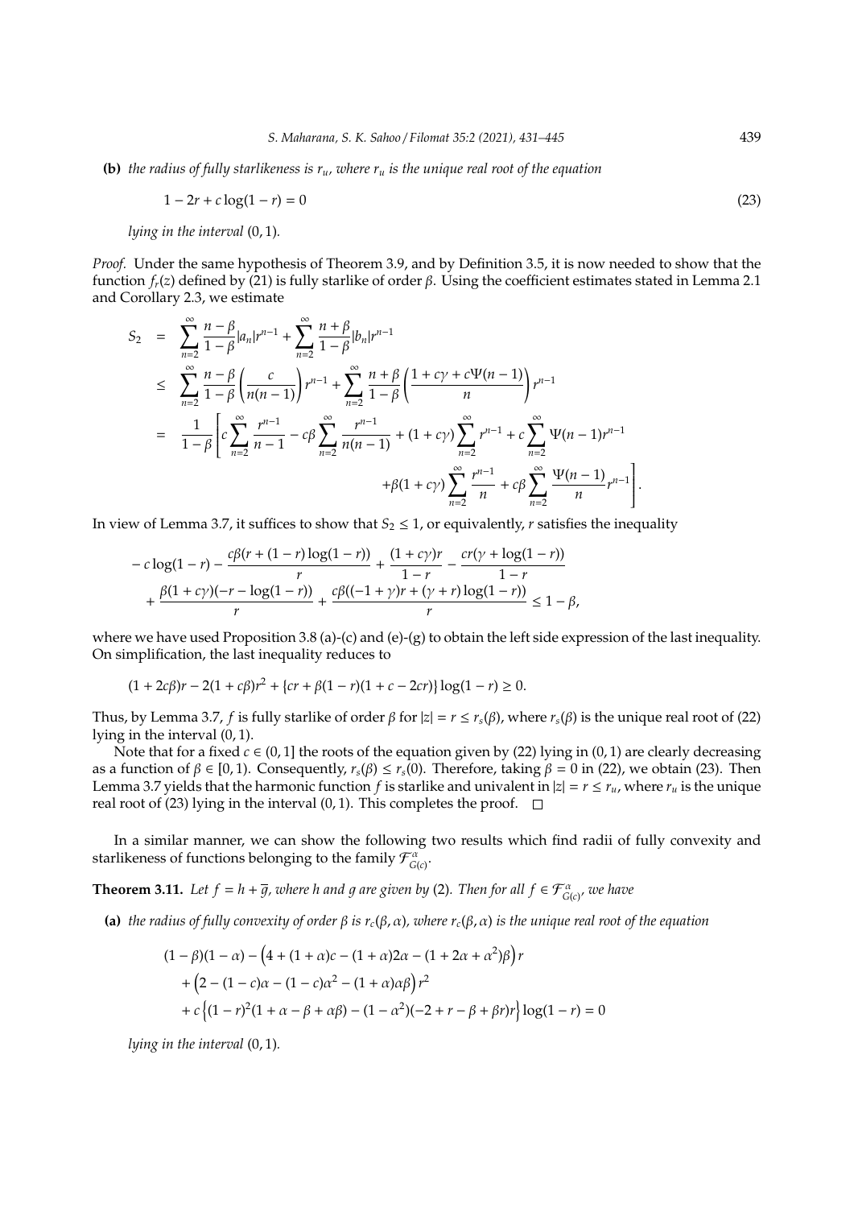**(b)** *the radius of fully starlikeness is $r_u$, where $r_u$ is the unique real root of the equation*

$$1 - 2r + c\log(1-r) = 0 \tag{23}$$

*lying in the interval* $(0, 1)$.

*Proof.* Under the same hypothesis of Theorem 3.9, and by Definition 3.5, it is now needed to show that the function $f_r(z)$ defined by (21) is fully starlike of order $\beta$. Using the coefficient estimates stated in Lemma 2.1 and Corollary 2.3, we estimate

$$\begin{aligned}
S_2 &= \sum_{n=2}^{\infty} \frac{n-\beta}{1-\beta}|a_n|r^{n-1} + \sum_{n=2}^{\infty} \frac{n+\beta}{1-\beta}|b_n|r^{n-1} \\
&\leq \sum_{n=2}^{\infty} \frac{n-\beta}{1-\beta}\left(\frac{c}{n(n-1)}\right)r^{n-1} + \sum_{n=2}^{\infty} \frac{n+\beta}{1-\beta}\left(\frac{1+c\gamma+c\Psi(n-1)}{n}\right)r^{n-1} \\
&= \frac{1}{1-\beta}\left[c\sum_{n=2}^{\infty}\frac{r^{n-1}}{n-1} - c\beta\sum_{n=2}^{\infty}\frac{r^{n-1}}{n(n-1)} + (1+c\gamma)\sum_{n=2}^{\infty} r^{n-1} + c\sum_{n=2}^{\infty}\Psi(n-1)r^{n-1}\right. \\
&\qquad\qquad \left. +\beta(1+c\gamma)\sum_{n=2}^{\infty}\frac{r^{n-1}}{n} + c\beta\sum_{n=2}^{\infty}\frac{\Psi(n-1)}{n}r^{n-1}\right].
\end{aligned}$$

In view of Lemma 3.7, it suffices to show that $S_2 \leq 1$, or equivalently, $r$ satisfies the inequality

$$\begin{aligned}
&-c\log(1-r) - \frac{c\beta(r+(1-r)\log(1-r))}{r} + \frac{(1+c\gamma)r}{1-r} - \frac{cr(\gamma+\log(1-r))}{1-r} \\
&+ \frac{\beta(1+c\gamma)(-r-\log(1-r))}{r} + \frac{c\beta((-1+\gamma)r+(\gamma+r)\log(1-r))}{r} \leq 1-\beta,
\end{aligned}$$

where we have used Proposition 3.8 (a)-(c) and (e)-(g) to obtain the left side expression of the last inequality. On simplification, the last inequality reduces to

$$(1+2c\beta)r - 2(1+c\beta)r^2 + \{cr + \beta(1-r)(1+c-2cr)\}\log(1-r) \geq 0.$$

Thus, by Lemma 3.7, $f$ is fully starlike of order $\beta$ for $|z| = r \leq r_s(\beta)$, where $r_s(\beta)$ is the unique real root of (22) lying in the interval $(0, 1)$.

Note that for a fixed $c \in (0, 1]$ the roots of the equation given by (22) lying in $(0, 1)$ are clearly decreasing as a function of $\beta \in [0, 1)$. Consequently, $r_s(\beta) \leq r_s(0)$. Therefore, taking $\beta = 0$ in (22), we obtain (23). Then Lemma 3.7 yields that the harmonic function $f$ is starlike and univalent in $|z| = r \leq r_u$, where $r_u$ is the unique real root of (23) lying in the interval $(0, 1)$. This completes the proof. $\square$

In a similar manner, we can show the following two results which find radii of fully convexity and starlikeness of functions belonging to the family $\mathcal{F}^{\alpha}_{G(c)}$.

**Theorem 3.11.** *Let $f = h + \overline{g}$, where $h$ and $g$ are given by* (2). *Then for all $f \in \mathcal{F}^{\alpha}_{G(c)}$, we have*

**(a)** *the radius of fully convexity of order $\beta$ is $r_c(\beta, \alpha)$, where $r_c(\beta, \alpha)$ is the unique real root of the equation*

$$\begin{aligned}
&(1-\beta)(1-\alpha) - \left(4 + (1+\alpha)c - (1+\alpha)2\alpha - (1+2\alpha+\alpha^2)\beta\right)r \\
&+ \left(2 - (1-c)\alpha - (1-c)\alpha^2 - (1+\alpha)\alpha\beta\right)r^2 \\
&+ c\left\{(1-r)^2(1+\alpha-\beta+\alpha\beta) - (1-\alpha^2)(-2+r-\beta+\beta r)r\right\}\log(1-r) = 0
\end{aligned}$$

*lying in the interval* $(0, 1)$.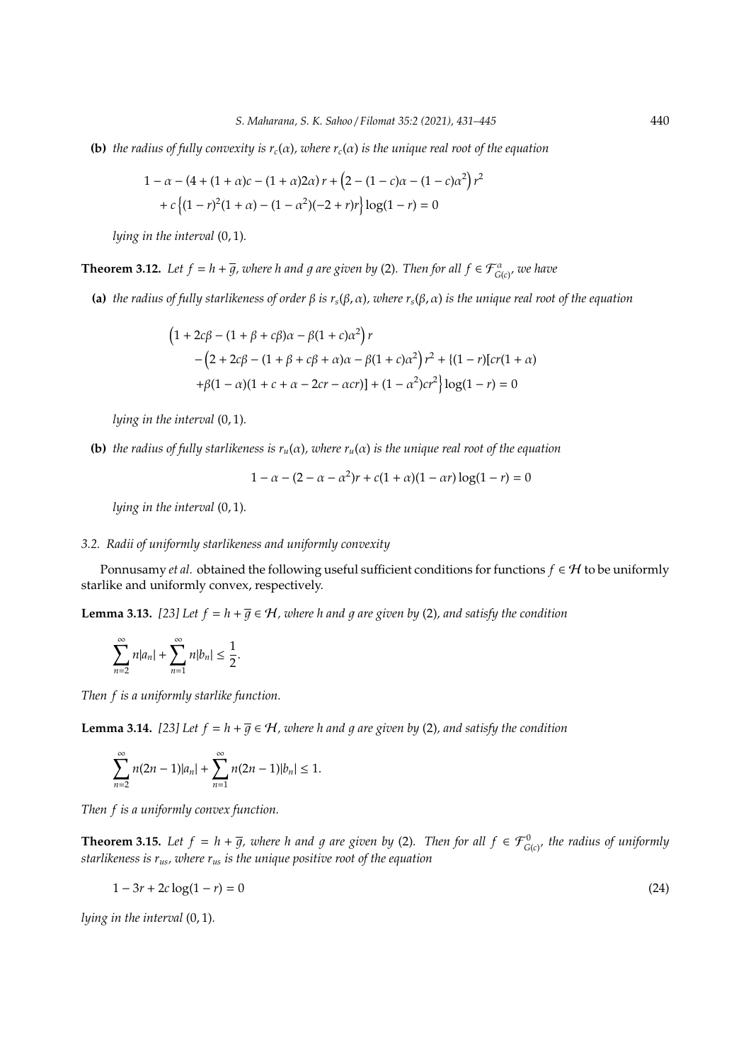**(b)** *the radius of fully convexity is $r_c(\alpha)$, where $r_c(\alpha)$ is the unique real root of the equation*

$$1-\alpha-(4+(1+\alpha)c-(1+\alpha)2\alpha)\,r+\left(2-(1-c)\alpha-(1-c)\alpha^2\right)r^2$$
$$+\,c\left\{(1-r)^2(1+\alpha)-(1-\alpha^2)(-2+r)r\right\}\log(1-r)=0$$

*lying in the interval $(0,1)$.*

**Theorem 3.12.** *Let $f=h+\overline{g}$, where $h$ and $g$ are given by (2). Then for all $f\in\mathcal{F}^{\alpha}_{G(c)}$, we have*

**(a)** *the radius of fully starlikeness of order $\beta$ is $r_s(\beta,\alpha)$, where $r_s(\beta,\alpha)$ is the unique real root of the equation*

$$\left(1+2c\beta-(1+\beta+c\beta)\alpha-\beta(1+c)\alpha^2\right)r$$
$$-\left(2+2c\beta-(1+\beta+c\beta+\alpha)\alpha-\beta(1+c)\alpha^2\right)r^2+\{(1-r)[cr(1+\alpha)$$
$$+\beta(1-\alpha)(1+c+\alpha-2cr-\alpha cr)]+(1-\alpha^2)cr^2\Big\}\log(1-r)=0$$

*lying in the interval $(0,1)$.*

**(b)** *the radius of fully starlikeness is $r_u(\alpha)$, where $r_u(\alpha)$ is the unique real root of the equation*

$$1-\alpha-(2-\alpha-\alpha^2)r+c(1+\alpha)(1-\alpha r)\log(1-r)=0$$

*lying in the interval $(0,1)$.*

### 3.2. Radii of uniformly starlikeness and uniformly convexity

Ponnusamy *et al.* obtained the following useful sufficient conditions for functions $f\in\mathcal{H}$ to be uniformly starlike and uniformly convex, respectively.

**Lemma 3.13.** *[23] Let $f=h+\overline{g}\in\mathcal{H}$, where $h$ and $g$ are given by (2), and satisfy the condition*

$$\sum_{n=2}^{\infty}n|a_n|+\sum_{n=1}^{\infty}n|b_n|\le\frac{1}{2}.$$

*Then $f$ is a uniformly starlike function.*

**Lemma 3.14.** *[23] Let $f=h+\overline{g}\in\mathcal{H}$, where $h$ and $g$ are given by (2), and satisfy the condition*

$$\sum_{n=2}^{\infty}n(2n-1)|a_n|+\sum_{n=1}^{\infty}n(2n-1)|b_n|\le 1.$$

*Then $f$ is a uniformly convex function.*

**Theorem 3.15.** *Let $f=h+\overline{g}$, where $h$ and $g$ are given by (2). Then for all $f\in\mathcal{F}^{0}_{G(c)}$, the radius of uniformly starlikeness is $r_{us}$, where $r_{us}$ is the unique positive root of the equation*

$$1-3r+2c\log(1-r)=0 \tag{24}$$

*lying in the interval $(0,1)$.*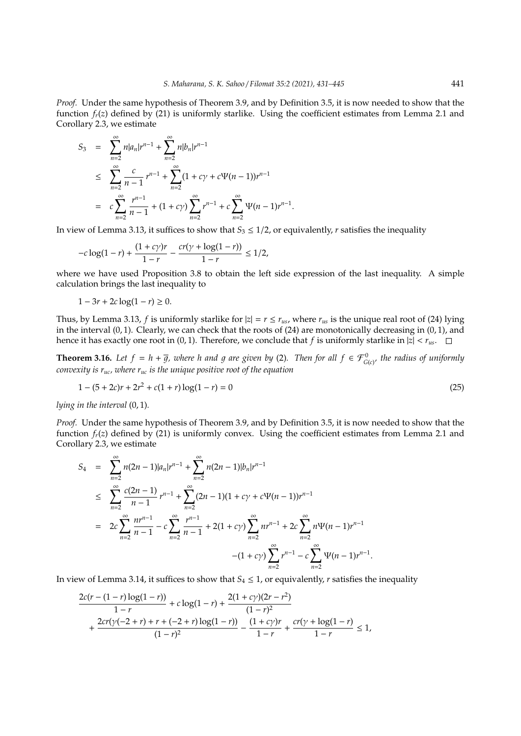*Proof.* Under the same hypothesis of Theorem 3.9, and by Definition 3.5, it is now needed to show that the function $f_r(z)$ defined by (21) is uniformly starlike. Using the coefficient estimates from Lemma 2.1 and Corollary 2.3, we estimate

$$
\begin{aligned}
S_3 &= \sum_{n=2}^{\infty} n|a_n|r^{n-1} + \sum_{n=2}^{\infty} n|b_n|r^{n-1} \\
&\leq \sum_{n=2}^{\infty} \frac{c}{n-1}\, r^{n-1} + \sum_{n=2}^{\infty} (1 + c\gamma + c\Psi(n-1))r^{n-1} \\
&= c\sum_{n=2}^{\infty} \frac{r^{n-1}}{n-1} + (1+c\gamma)\sum_{n=2}^{\infty} r^{n-1} + c\sum_{n=2}^{\infty} \Psi(n-1)r^{n-1}.
\end{aligned}
$$

In view of Lemma 3.13, it suffices to show that $S_3 \leq 1/2$, or equivalently, $r$ satisfies the inequality

$$
-c\log(1-r) + \frac{(1+c\gamma)r}{1-r} - \frac{cr(\gamma + \log(1-r))}{1-r} \leq 1/2,
$$

where we have used Proposition 3.8 to obtain the left side expression of the last inequality. A simple calculation brings the last inequality to

$$
1 - 3r + 2c\log(1-r) \geq 0.
$$

Thus, by Lemma 3.13, $f$ is uniformly starlike for $|z| = r \leq r_{us}$, where $r_{us}$ is the unique real root of (24) lying in the interval $(0,1)$. Clearly, we can check that the roots of (24) are monotonically decreasing in $(0,1)$, and hence it has exactly one root in $(0,1)$. Therefore, we conclude that $f$ is uniformly starlike in $|z| < r_{us}$. $\square$

**Theorem 3.16.** *Let $f = h + \overline{g}$, where $h$ and $g$ are given by* (2)*. Then for all $f \in \mathcal{F}^0_{G(c)}$, the radius of uniformly convexity is $r_{uc}$, where $r_{uc}$ is the unique positive root of the equation*

$$
1 - (5+2c)r + 2r^2 + c(1+r)\log(1-r) = 0 \tag{25}
$$

*lying in the interval* $(0,1)$*.*

*Proof.* Under the same hypothesis of Theorem 3.9, and by Definition 3.5, it is now needed to show that the function $f_r(z)$ defined by (21) is uniformly convex. Using the coefficient estimates from Lemma 2.1 and Corollary 2.3, we estimate

$$
\begin{aligned}
S_4 &= \sum_{n=2}^{\infty} n(2n-1)|a_n|r^{n-1} + \sum_{n=2}^{\infty} n(2n-1)|b_n|r^{n-1} \\
&\leq \sum_{n=2}^{\infty} \frac{c(2n-1)}{n-1}\, r^{n-1} + \sum_{n=2}^{\infty} (2n-1)(1 + c\gamma + c\Psi(n-1))r^{n-1} \\
&= 2c\sum_{n=2}^{\infty} \frac{nr^{n-1}}{n-1} - c\sum_{n=2}^{\infty} \frac{r^{n-1}}{n-1} + 2(1+c\gamma)\sum_{n=2}^{\infty} nr^{n-1} + 2c\sum_{n=2}^{\infty} n\Psi(n-1)r^{n-1} \\
&\qquad -(1+c\gamma)\sum_{n=2}^{\infty} r^{n-1} - c\sum_{n=2}^{\infty} \Psi(n-1)r^{n-1}.
\end{aligned}
$$

In view of Lemma 3.14, it suffices to show that $S_4 \leq 1$, or equivalently, $r$ satisfies the inequality

$$
\begin{aligned}
&\frac{2c(r - (1-r)\log(1-r))}{1-r} + c\log(1-r) + \frac{2(1+c\gamma)(2r - r^2)}{(1-r)^2} \\
&\quad + \frac{2cr(\gamma(-2+r) + r + (-2+r)\log(1-r))}{(1-r)^2} - \frac{(1+c\gamma)r}{1-r} + \frac{cr(\gamma + \log(1-r))}{1-r} \leq 1,
\end{aligned}
$$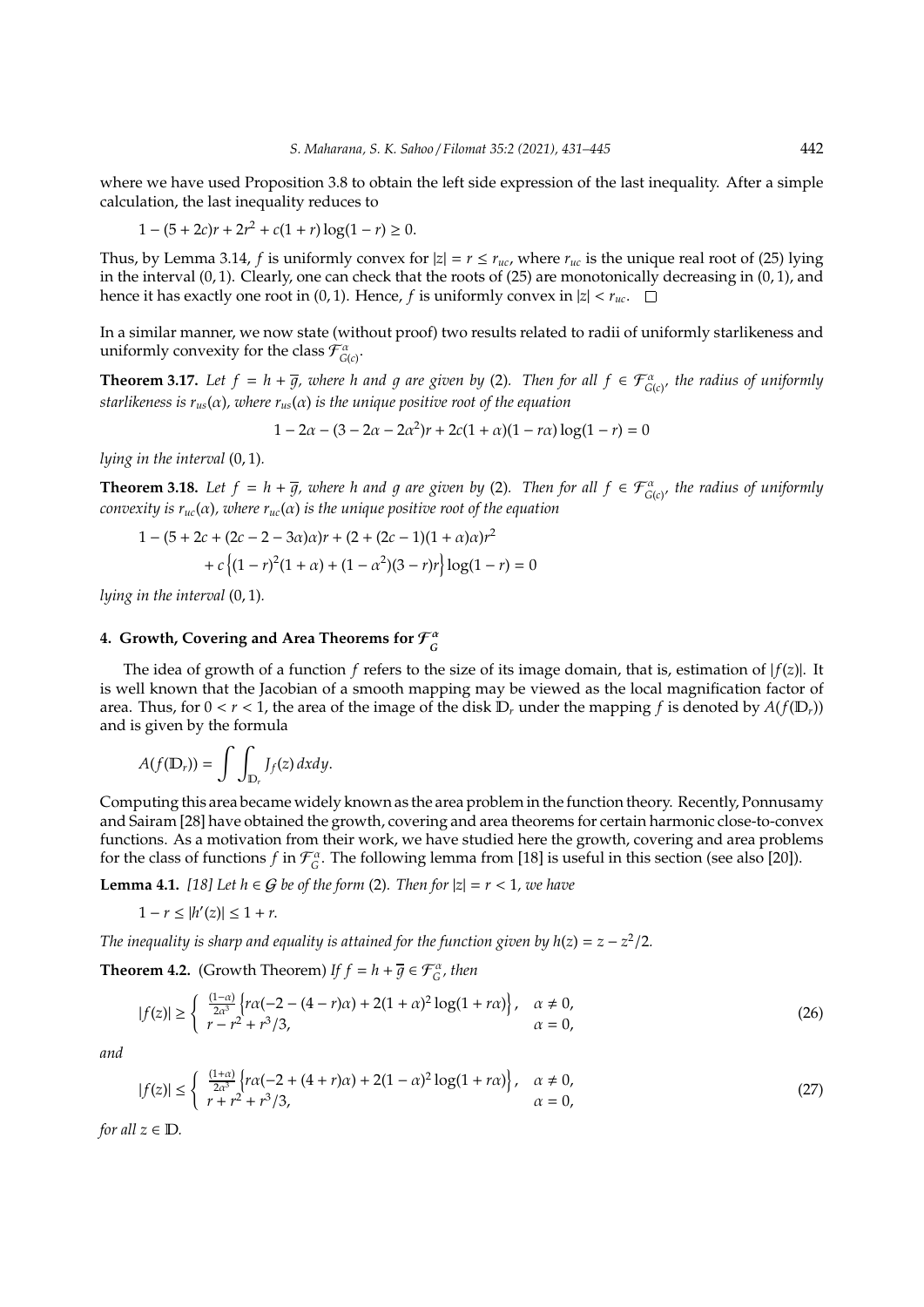where we have used Proposition 3.8 to obtain the left side expression of the last inequality. After a simple calculation, the last inequality reduces to

$$1-(5+2c)r+2r^2+c(1+r)\log(1-r)\geq 0.$$

Thus, by Lemma 3.14, $f$ is uniformly convex for $|z|=r\leq r_{uc}$, where $r_{uc}$ is the unique real root of (25) lying in the interval $(0,1)$. Clearly, one can check that the roots of (25) are monotonically decreasing in $(0,1)$, and hence it has exactly one root in $(0,1)$. Hence, $f$ is uniformly convex in $|z|<r_{uc}$. $\square$

In a similar manner, we now state (without proof) two results related to radii of uniformly starlikeness and uniformly convexity for the class $\mathcal{F}^{\alpha}_{G(c)}$.

**Theorem 3.17.** *Let $f=h+\overline{g}$, where $h$ and $g$ are given by (2). Then for all $f\in\mathcal{F}^{\alpha}_{G(c)}$, the radius of uniformly starlikeness is $r_{us}(\alpha)$, where $r_{us}(\alpha)$ is the unique positive root of the equation*

$$1-2\alpha-(3-2\alpha-2\alpha^2)r+2c(1+\alpha)(1-r\alpha)\log(1-r)=0$$

*lying in the interval $(0,1)$.*

**Theorem 3.18.** *Let $f=h+\overline{g}$, where $h$ and $g$ are given by (2). Then for all $f\in\mathcal{F}^{\alpha}_{G(c)}$, the radius of uniformly convexity is $r_{uc}(\alpha)$, where $r_{uc}(\alpha)$ is the unique positive root of the equation*

$$\begin{aligned}1&-(5+2c+(2c-2-3\alpha)\alpha)r+(2+(2c-1)(1+\alpha)\alpha)r^2\\&+c\left\{(1-r)^2(1+\alpha)+(1-\alpha^2)(3-r)r\right\}\log(1-r)=0\end{aligned}$$

*lying in the interval $(0,1)$.*

## 4. Growth, Covering and Area Theorems for $\mathcal{F}^{\alpha}_{G}$

The idea of growth of a function $f$ refers to the size of its image domain, that is, estimation of $|f(z)|$. It is well known that the Jacobian of a smooth mapping may be viewed as the local magnification factor of area. Thus, for $0<r<1$, the area of the image of the disk $\mathbb{D}_r$ under the mapping $f$ is denoted by $A(f(\mathbb{D}_r))$ and is given by the formula

$$A(f(\mathbb{D}_r))=\int\int_{\mathbb{D}_r}J_f(z)\,dxdy.$$

Computing this area became widely known as the area problem in the function theory. Recently, Ponnusamy and Sairam [28] have obtained the growth, covering and area theorems for certain harmonic close-to-convex functions. As a motivation from their work, we have studied here the growth, covering and area problems for the class of functions $f$ in $\mathcal{F}^{\alpha}_{G}$. The following lemma from [18] is useful in this section (see also [20]).

**Lemma 4.1.** *[18] Let $h\in\mathcal{G}$ be of the form (2). Then for $|z|=r<1$, we have*

$$1-r\leq|h'(z)|\leq 1+r.$$

*The inequality is sharp and equality is attained for the function given by $h(z)=z-z^2/2$.*

**Theorem 4.2.** (Growth Theorem) *If $f=h+\overline{g}\in\mathcal{F}^{\alpha}_{G}$, then*

$$|f(z)|\geq\begin{cases}\frac{(1-\alpha)}{2\alpha^3}\left\{r\alpha(-2-(4-r)\alpha)+2(1+\alpha)^2\log(1+r\alpha)\right\}, & \alpha\neq 0,\\ r-r^2+r^3/3, & \alpha=0,\end{cases}\tag{26}$$

*and*

$$|f(z)|\leq\begin{cases}\frac{(1+\alpha)}{2\alpha^3}\left\{r\alpha(-2+(4+r)\alpha)+2(1-\alpha)^2\log(1+r\alpha)\right\}, & \alpha\neq 0,\\ r+r^2+r^3/3, & \alpha=0,\end{cases}\tag{27}$$

*for all $z\in\mathbb{D}$.*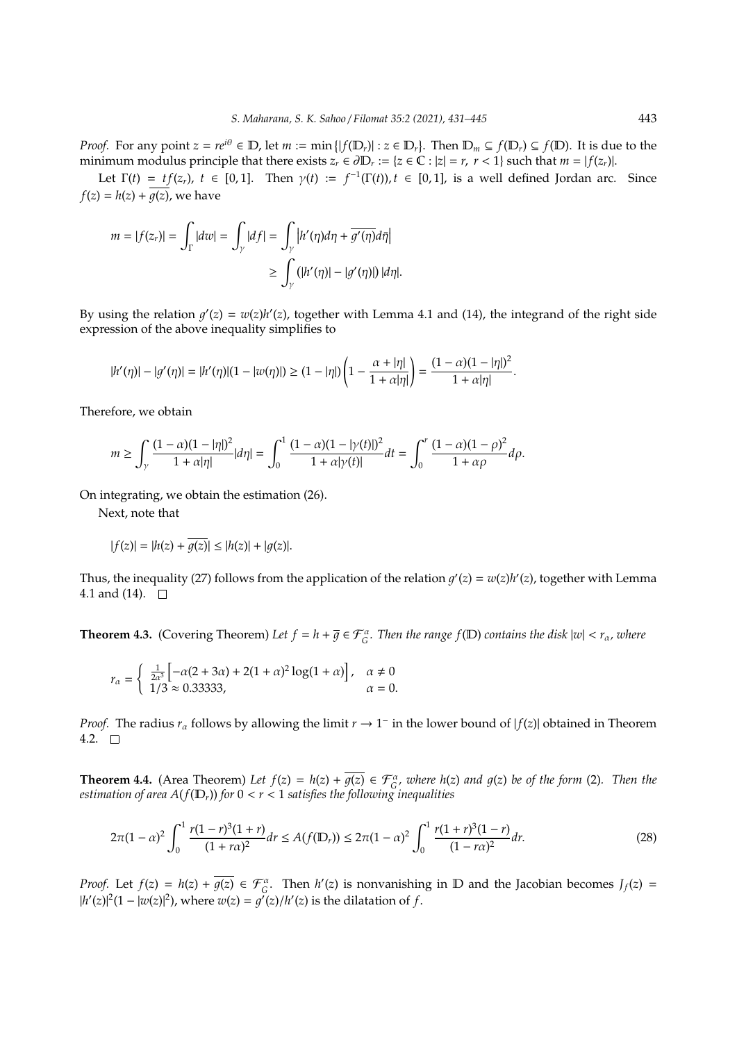*Proof.* For any point $z = re^{i\theta} \in \mathbb{D}$, let $m := \min\{|f(\mathbb{D}_r)| : z \in \mathbb{D}_r\}$. Then $\mathbb{D}_m \subseteq f(\mathbb{D}_r) \subseteq f(\mathbb{D})$. It is due to the minimum modulus principle that there exists $z_r \in \partial\mathbb{D}_r := \{z \in \mathbb{C} : |z| = r,\ r < 1\}$ such that $m = |f(z_r)|$.

Let $\Gamma(t) = tf(z_r)$, $t \in [0,1]$. Then $\gamma(t) := f^{-1}(\Gamma(t)), t \in [0,1]$, is a well defined Jordan arc. Since $f(z) = h(z) + \overline{g(z)}$, we have

$$m = |f(z_r)| = \int_\Gamma |dw| = \int_\gamma |df| = \int_\gamma \left|h'(\eta)d\eta + \overline{g'(\eta)}d\bar{\eta}\right| \geq \int_\gamma (|h'(\eta)| - |g'(\eta)|)\,|d\eta|.$$

By using the relation $g'(z) = w(z)h'(z)$, together with Lemma 4.1 and (14), the integrand of the right side expression of the above inequality simplifies to

$$|h'(\eta)| - |g'(\eta)| = |h'(\eta)|(1 - |w(\eta)|) \geq (1 - |\eta|)\left(1 - \frac{\alpha + |\eta|}{1 + \alpha|\eta|}\right) = \frac{(1-\alpha)(1-|\eta|)^2}{1 + \alpha|\eta|}.$$

Therefore, we obtain

$$m \geq \int_\gamma \frac{(1-\alpha)(1-|\eta|)^2}{1+\alpha|\eta|}|d\eta| = \int_0^1 \frac{(1-\alpha)(1-|\gamma(t)|)^2}{1+\alpha|\gamma(t)|}dt = \int_0^r \frac{(1-\alpha)(1-\rho)^2}{1+\alpha\rho}d\rho.$$

On integrating, we obtain the estimation (26).

Next, note that

$$|f(z)| = |h(z) + \overline{g(z)}| \leq |h(z)| + |g(z)|.$$

Thus, the inequality (27) follows from the application of the relation $g'(z) = w(z)h'(z)$, together with Lemma 4.1 and (14). $\square$

**Theorem 4.3.** (Covering Theorem) *Let $f = h + \overline{g} \in \mathcal{F}_G^\alpha$. Then the range $f(\mathbb{D})$ contains the disk $|w| < r_\alpha$, where*

$$r_\alpha = \begin{cases} \frac{1}{2\alpha^3}\left[-\alpha(2+3\alpha) + 2(1+\alpha)^2\log(1+\alpha)\right], & \alpha \neq 0 \\ 1/3 \approx 0.33333, & \alpha = 0. \end{cases}$$

*Proof.* The radius $r_\alpha$ follows by allowing the limit $r \to 1^-$ in the lower bound of $|f(z)|$ obtained in Theorem 4.2. $\square$

**Theorem 4.4.** (Area Theorem) *Let $f(z) = h(z) + \overline{g(z)} \in \mathcal{F}_G^\alpha$, where $h(z)$ and $g(z)$ be of the form (2). Then the estimation of area $A(f(\mathbb{D}_r))$ for $0 < r < 1$ satisfies the following inequalities*

$$2\pi(1-\alpha)^2\int_0^1 \frac{r(1-r)^3(1+r)}{(1+r\alpha)^2}dr \leq A(f(\mathbb{D}_r)) \leq 2\pi(1-\alpha)^2\int_0^1 \frac{r(1+r)^3(1-r)}{(1-r\alpha)^2}dr. \tag{28}$$

*Proof.* Let $f(z) = h(z) + \overline{g(z)} \in \mathcal{F}_G^\alpha$. Then $h'(z)$ is nonvanishing in $\mathbb{D}$ and the Jacobian becomes $J_f(z) = |h'(z)|^2(1 - |w(z)|^2)$, where $w(z) = g'(z)/h'(z)$ is the dilatation of $f$.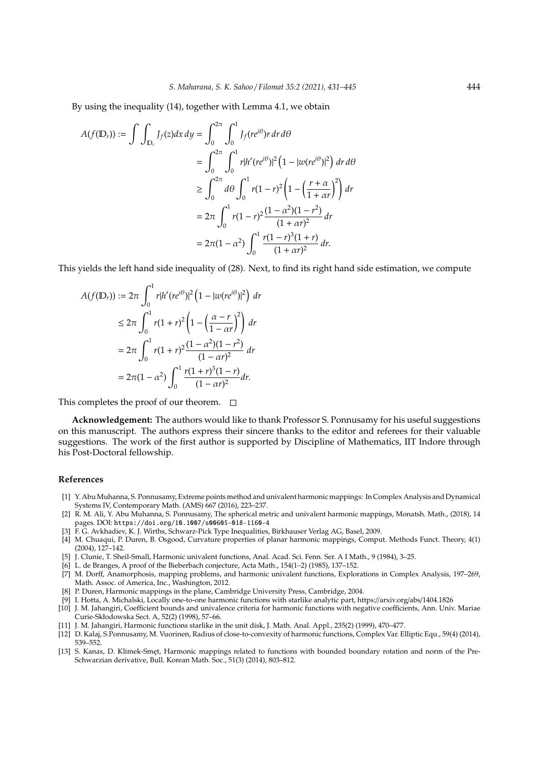By using the inequality (14), together with Lemma 4.1, we obtain

$$
\begin{aligned}
A(f(\mathbb{D}_r)) := \int\int_{\mathbb{D}_r} J_f(z)dx\,dy &= \int_0^{2\pi}\int_0^1 J_f(re^{i\theta})r\,dr\,d\theta \\
&= \int_0^{2\pi}\int_0^1 r|h'(re^{i\theta})|^2\left(1-|w(re^{i\theta})|^2\right)\,dr\,d\theta \\
&\geq \int_0^{2\pi} d\theta \int_0^1 r(1-r)^2\left(1-\left(\frac{r+\alpha}{1+\alpha r}\right)^2\right)\,dr \\
&= 2\pi\int_0^1 r(1-r)^2\frac{(1-\alpha^2)(1-r^2)}{(1+\alpha r)^2}\,dr \\
&= 2\pi(1-\alpha^2)\int_0^1 \frac{r(1-r)^3(1+r)}{(1+\alpha r)^2}\,dr.
\end{aligned}
$$

This yields the left hand side inequality of (28). Next, to find its right hand side estimation, we compute

$$
\begin{aligned}
A(f(\mathbb{D}_r)) &:= 2\pi\int_0^1 r|h'(re^{i\theta})|^2\left(1-|w(re^{i\theta})|^2\right)\,dr \\
&\leq 2\pi\int_0^1 r(1+r)^2\left(1-\left(\frac{\alpha-r}{1-\alpha r}\right)^2\right)\,dr \\
&= 2\pi\int_0^1 r(1+r)^2\frac{(1-\alpha^2)(1-r^2)}{(1-\alpha r)^2}\,dr \\
&= 2\pi(1-\alpha^2)\int_0^1 \frac{r(1+r)^3(1-r)}{(1-\alpha r)^2}dr.
\end{aligned}
$$

This completes the proof of our theorem. □

**Acknowledgement:** The authors would like to thank Professor S. Ponnusamy for his useful suggestions on this manuscript. The authors express their sincere thanks to the editor and referees for their valuable suggestions. The work of the first author is supported by Discipline of Mathematics, IIT Indore through his Post-Doctoral fellowship.

## References

[1] Y. Abu Muhanna, S. Ponnusamy, Extreme points method and univalent harmonic mappings: In Complex Analysis and Dynamical Systems IV, Contemporary Math. (AMS) 667 (2016), 223–237.

[2] R. M. Ali, Y. Abu Muhanna, S. Ponnusamy, The spherical metric and univalent harmonic mappings, Monatsh. Math., (2018), 14 pages. DOI: https://doi.org/10.1007/s00605-018-1160-4

[3] F. G. Avkhadiev, K. J. Wirths, Schwarz-Pick Type Inequalities, Birkhauser Verlag AG, Basel, 2009.

[4] M. Chuaqui, P. Duren, B. Osgood, Curvature properties of planar harmonic mappings, Comput. Methods Funct. Theory, 4(1) (2004), 127–142.

[5] J. Clunie, T. Sheil-Small, Harmonic univalent functions, Anal. Acad. Sci. Fenn. Ser. A I Math., 9 (1984), 3–25.

[6] L. de Branges, A proof of the Bieberbach conjecture, Acta Math., 154(1–2) (1985), 137–152.

[7] M. Dorff, Anamorphosis, mapping problems, and harmonic univalent functions, Explorations in Complex Analysis, 197–269, Math. Assoc. of America, Inc., Washington, 2012.

[8] P. Duren, Harmonic mappings in the plane, Cambridge University Press, Cambridge, 2004.

[9] I. Hotta, A. Michalski, Locally one-to-one harmonic functions with starlike analytic part, https://arxiv.org/abs/1404.1826

[10] J. M. Jahangiri, Coefficient bounds and univalence criteria for harmonic functions with negative coefficients, Ann. Univ. Mariae Curie-Skłodowska Sect. A, 52(2) (1998), 57–66.

[11] J. M. Jahangiri, Harmonic functions starlike in the unit disk, J. Math. Anal. Appl., 235(2) (1999), 470–477.

[12] D. Kalaj, S.Ponnusamy, M. Vuorinen, Radius of close-to-convexity of harmonic functions, Complex Var. Elliptic Equ., 59(4) (2014), 539–552.

[13] S. Kanas, D. Klimek-Smęt, Harmonic mappings related to functions with bounded boundary rotation and norm of the Pre-Schwarzian derivative, Bull. Korean Math. Soc., 51(3) (2014), 803–812.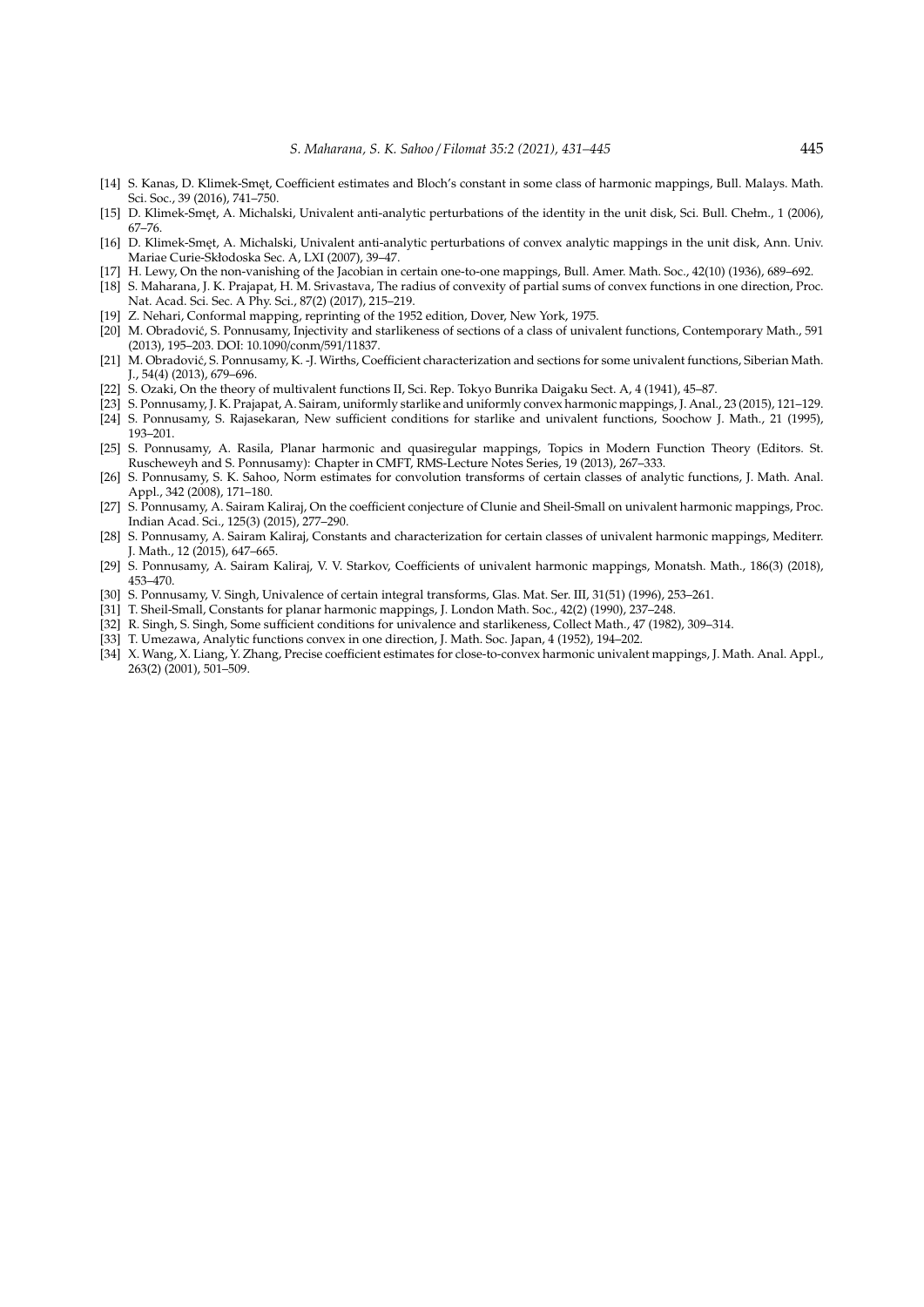[14] S. Kanas, D. Klimek-Smęt, Coefficient estimates and Bloch's constant in some class of harmonic mappings, Bull. Malays. Math. Sci. Soc., 39 (2016), 741–750.

[15] D. Klimek-Smęt, A. Michalski, Univalent anti-analytic perturbations of the identity in the unit disk, Sci. Bull. Chełm., 1 (2006), 67–76.

[16] D. Klimek-Smęt, A. Michalski, Univalent anti-analytic perturbations of convex analytic mappings in the unit disk, Ann. Univ. Mariae Curie-Skłodoska Sec. A, LXI (2007), 39–47.

[17] H. Lewy, On the non-vanishing of the Jacobian in certain one-to-one mappings, Bull. Amer. Math. Soc., 42(10) (1936), 689–692.

[18] S. Maharana, J. K. Prajapat, H. M. Srivastava, The radius of convexity of partial sums of convex functions in one direction, Proc. Nat. Acad. Sci. Sec. A Phy. Sci., 87(2) (2017), 215–219.

[19] Z. Nehari, Conformal mapping, reprinting of the 1952 edition, Dover, New York, 1975.

[20] M. Obradović, S. Ponnusamy, Injectivity and starlikeness of sections of a class of univalent functions, Contemporary Math., 591 (2013), 195–203. DOI: 10.1090/conm/591/11837.

[21] M. Obradović, S. Ponnusamy, K. -J. Wirths, Coefficient characterization and sections for some univalent functions, Siberian Math. J., 54(4) (2013), 679–696.

[22] S. Ozaki, On the theory of multivalent functions II, Sci. Rep. Tokyo Bunrika Daigaku Sect. A, 4 (1941), 45–87.

[23] S. Ponnusamy, J. K. Prajapat, A. Sairam, uniformly starlike and uniformly convex harmonic mappings, J. Anal., 23 (2015), 121–129.

[24] S. Ponnusamy, S. Rajasekaran, New sufficient conditions for starlike and univalent functions, Soochow J. Math., 21 (1995), 193–201.

[25] S. Ponnusamy, A. Rasila, Planar harmonic and quasiregular mappings, Topics in Modern Function Theory (Editors. St. Ruscheweyh and S. Ponnusamy): Chapter in CMFT, RMS-Lecture Notes Series, 19 (2013), 267–333.

[26] S. Ponnusamy, S. K. Sahoo, Norm estimates for convolution transforms of certain classes of analytic functions, J. Math. Anal. Appl., 342 (2008), 171–180.

[27] S. Ponnusamy, A. Sairam Kaliraj, On the coefficient conjecture of Clunie and Sheil-Small on univalent harmonic mappings, Proc. Indian Acad. Sci., 125(3) (2015), 277–290.

[28] S. Ponnusamy, A. Sairam Kaliraj, Constants and characterization for certain classes of univalent harmonic mappings, Mediterr. J. Math., 12 (2015), 647–665.

[29] S. Ponnusamy, A. Sairam Kaliraj, V. V. Starkov, Coefficients of univalent harmonic mappings, Monatsh. Math., 186(3) (2018), 453–470.

[30] S. Ponnusamy, V. Singh, Univalence of certain integral transforms, Glas. Mat. Ser. III, 31(51) (1996), 253–261.

[31] T. Sheil-Small, Constants for planar harmonic mappings, J. London Math. Soc., 42(2) (1990), 237–248.

[32] R. Singh, S. Singh, Some sufficient conditions for univalence and starlikeness, Collect Math., 47 (1982), 309–314.

[33] T. Umezawa, Analytic functions convex in one direction, J. Math. Soc. Japan, 4 (1952), 194–202.

[34] X. Wang, X. Liang, Y. Zhang, Precise coefficient estimates for close-to-convex harmonic univalent mappings, J. Math. Anal. Appl., 263(2) (2001), 501–509.